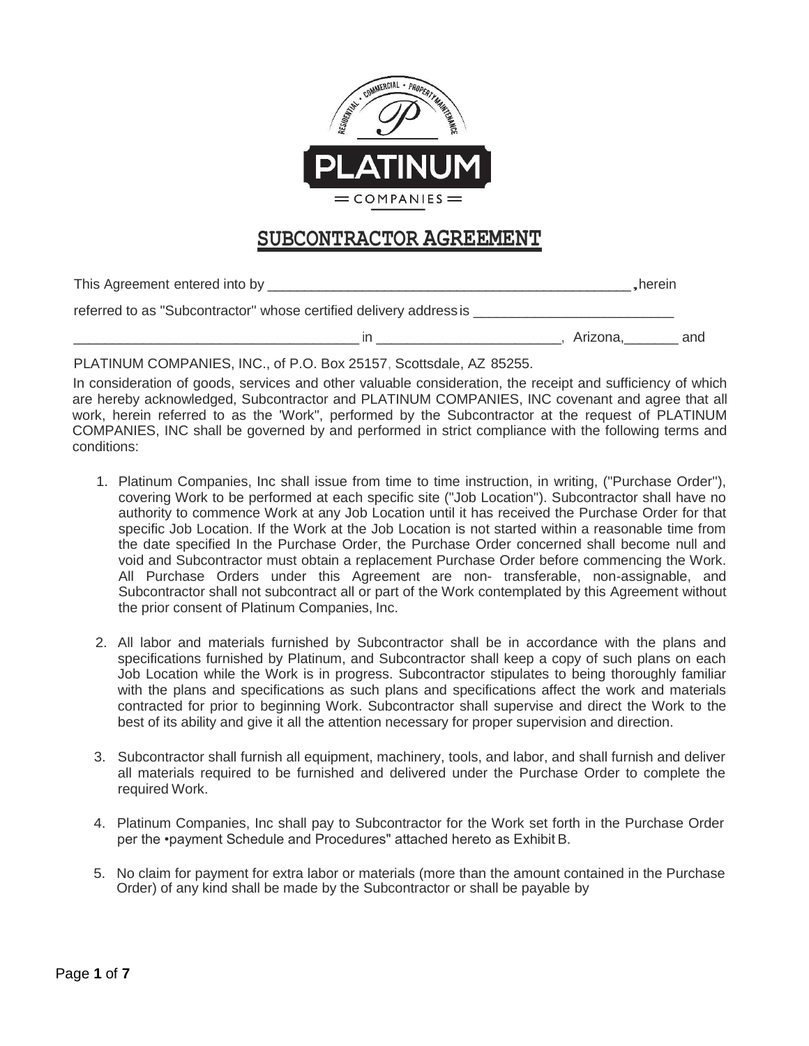# SUBCONTRACTOR AGREEMENT

This Agreement entered into by ________________________________________________, herein referred to as "Subcontractor" whose certified delivery address is ___________________________ ____________________________________ in ________________________, Arizona, _______ and

PLATINUM COMPANIES, INC., of P.O. Box 25157, Scottsdale, AZ 85255.

In consideration of goods, services and other valuable consideration, the receipt and sufficiency of which are hereby acknowledged, Subcontractor and PLATINUM COMPANIES, INC covenant and agree that all work, herein referred to as the 'Work", performed by the Subcontractor at the request of PLATINUM COMPANIES, INC shall be governed by and performed in strict compliance with the following terms and conditions:

1. Platinum Companies, Inc shall issue from time to time instruction, in writing, ("Purchase Order"), covering Work to be performed at each specific site ("Job Location"). Subcontractor shall have no authority to commence Work at any Job Location until it has received the Purchase Order for that specific Job Location. If the Work at the Job Location is not started within a reasonable time from the date specified In the Purchase Order, the Purchase Order concerned shall become null and void and Subcontractor must obtain a replacement Purchase Order before commencing the Work. All Purchase Orders under this Agreement are non- transferable, non-assignable, and Subcontractor shall not subcontract all or part of the Work contemplated by this Agreement without the prior consent of Platinum Companies, Inc.

2. All labor and materials furnished by Subcontractor shall be in accordance with the plans and specifications furnished by Platinum, and Subcontractor shall keep a copy of such plans on each Job Location while the Work is in progress. Subcontractor stipulates to being thoroughly familiar with the plans and specifications as such plans and specifications affect the work and materials contracted for prior to beginning Work. Subcontractor shall supervise and direct the Work to the best of its ability and give it all the attention necessary for proper supervision and direction.

3. Subcontractor shall furnish all equipment, machinery, tools, and labor, and shall furnish and deliver all materials required to be furnished and delivered under the Purchase Order to complete the required Work.

4. Platinum Companies, Inc shall pay to Subcontractor for the Work set forth in the Purchase Order per the •payment Schedule and Procedures" attached hereto as Exhibit B.

5. No claim for payment for extra labor or materials (more than the amount contained in the Purchase Order) of any kind shall be made by the Subcontractor or shall be payable by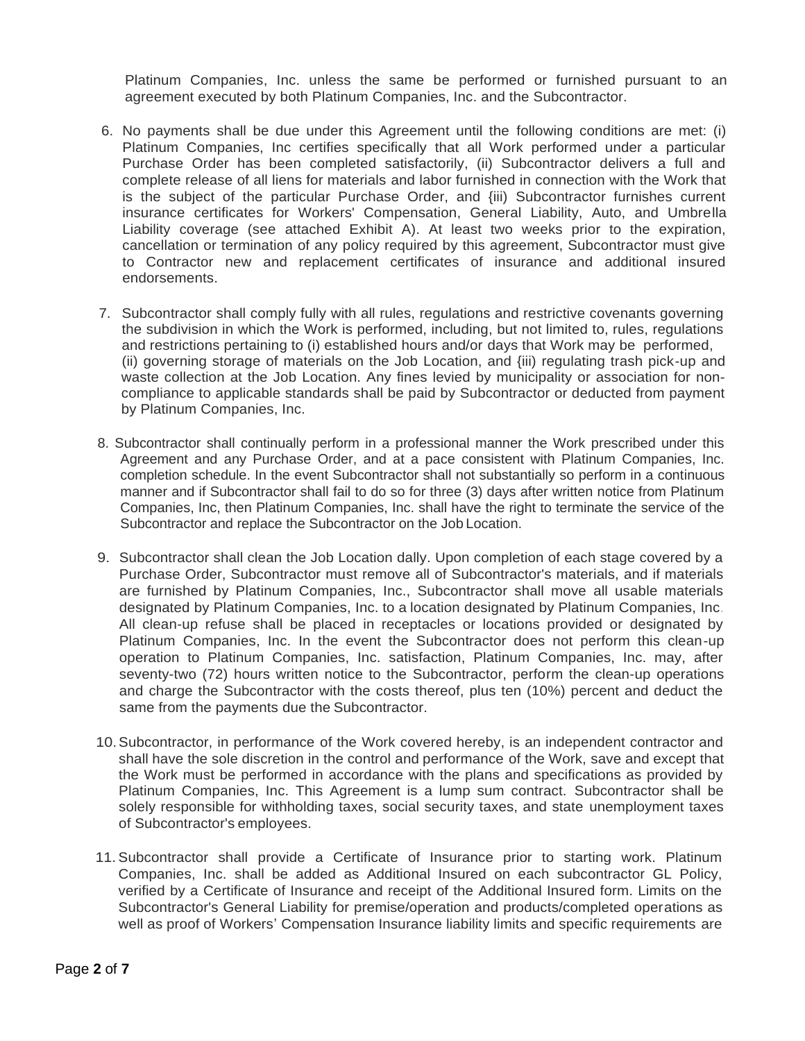Platinum Companies, Inc. unless the same be performed or furnished pursuant to an agreement executed by both Platinum Companies, Inc. and the Subcontractor.

6. No payments shall be due under this Agreement until the following conditions are met: (i) Platinum Companies, Inc certifies specifically that all Work performed under a particular Purchase Order has been completed satisfactorily, (ii) Subcontractor delivers a full and complete release of all liens for materials and labor furnished in connection with the Work that is the subject of the particular Purchase Order, and {iii) Subcontractor furnishes current insurance certificates for Workers' Compensation, General Liability, Auto, and Umbrella Liability coverage (see attached Exhibit A). At least two weeks prior to the expiration, cancellation or termination of any policy required by this agreement, Subcontractor must give to Contractor new and replacement certificates of insurance and additional insured endorsements.

7. Subcontractor shall comply fully with all rules, regulations and restrictive covenants governing the subdivision in which the Work is performed, including, but not limited to, rules, regulations and restrictions pertaining to (i) established hours and/or days that Work may be performed, (ii) governing storage of materials on the Job Location, and {iii) regulating trash pick-up and waste collection at the Job Location. Any fines levied by municipality or association for non-compliance to applicable standards shall be paid by Subcontractor or deducted from payment by Platinum Companies, Inc.

8. Subcontractor shall continually perform in a professional manner the Work prescribed under this Agreement and any Purchase Order, and at a pace consistent with Platinum Companies, Inc. completion schedule. In the event Subcontractor shall not substantially so perform in a continuous manner and if Subcontractor shall fail to do so for three (3) days after written notice from Platinum Companies, Inc, then Platinum Companies, Inc. shall have the right to terminate the service of the Subcontractor and replace the Subcontractor on the Job Location.

9. Subcontractor shall clean the Job Location dally. Upon completion of each stage covered by a Purchase Order, Subcontractor must remove all of Subcontractor's materials, and if materials are furnished by Platinum Companies, Inc., Subcontractor shall move all usable materials designated by Platinum Companies, Inc. to a location designated by Platinum Companies, Inc. All clean-up refuse shall be placed in receptacles or locations provided or designated by Platinum Companies, Inc. In the event the Subcontractor does not perform this clean-up operation to Platinum Companies, Inc. satisfaction, Platinum Companies, Inc. may, after seventy-two (72) hours written notice to the Subcontractor, perform the clean-up operations and charge the Subcontractor with the costs thereof, plus ten (10%) percent and deduct the same from the payments due the Subcontractor.

10. Subcontractor, in performance of the Work covered hereby, is an independent contractor and shall have the sole discretion in the control and performance of the Work, save and except that the Work must be performed in accordance with the plans and specifications as provided by Platinum Companies, Inc. This Agreement is a lump sum contract. Subcontractor shall be solely responsible for withholding taxes, social security taxes, and state unemployment taxes of Subcontractor's employees.

11. Subcontractor shall provide a Certificate of Insurance prior to starting work. Platinum Companies, Inc. shall be added as Additional Insured on each subcontractor GL Policy, verified by a Certificate of Insurance and receipt of the Additional Insured form. Limits on the Subcontractor's General Liability for premise/operation and products/completed operations as well as proof of Workers' Compensation Insurance liability limits and specific requirements are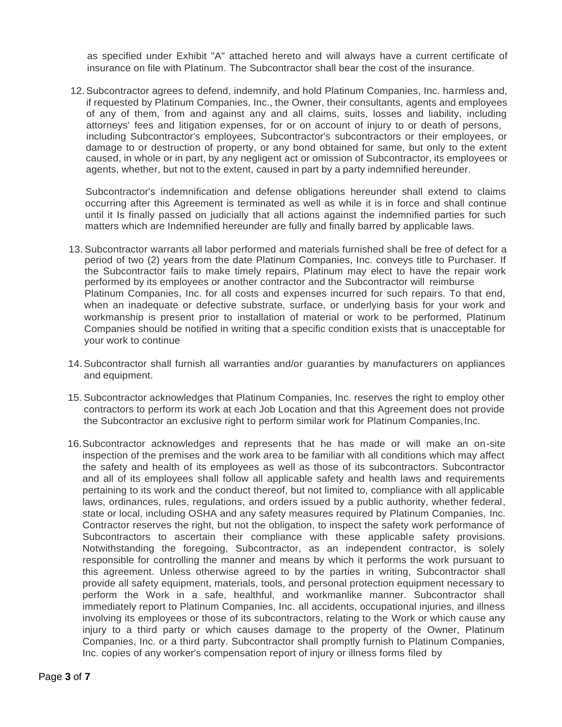as specified under Exhibit "A" attached hereto and will always have a current certificate of insurance on file with Platinum. The Subcontractor shall bear the cost of the insurance.

12. Subcontractor agrees to defend, indemnify, and hold Platinum Companies, Inc. harmless and, if requested by Platinum Companies, Inc., the Owner, their consultants, agents and employees of any of them, from and against any and all claims, suits, losses and liability, including attorneys' fees and litigation expenses, for or on account of injury to or death of persons, including Subcontractor's employees, Subcontractor's subcontractors or their employees, or damage to or destruction of property, or any bond obtained for same, but only to the extent caused, in whole or in part, by any negligent act or omission of Subcontractor, its employees or agents, whether, but not to the extent, caused in part by a party indemnified hereunder.

    Subcontractor's indemnification and defense obligations hereunder shall extend to claims occurring after this Agreement is terminated as well as while it is in force and shall continue until it Is finally passed on judicially that all actions against the indemnified parties for such matters which are Indemnified hereunder are fully and finally barred by applicable laws.

13. Subcontractor warrants all labor performed and materials furnished shall be free of defect for a period of two (2) years from the date Platinum Companies, Inc. conveys title to Purchaser. If the Subcontractor fails to make timely repairs, Platinum may elect to have the repair work performed by its employees or another contractor and the Subcontractor will reimburse Platinum Companies, Inc. for all costs and expenses incurred for such repairs. To that end, when an inadequate or defective substrate, surface, or underlying basis for your work and workmanship is present prior to installation of material or work to be performed, Platinum Companies should be notified in writing that a specific condition exists that is unacceptable for your work to continue

14. Subcontractor shall furnish all warranties and/or guaranties by manufacturers on appliances and equipment.

15. Subcontractor acknowledges that Platinum Companies, Inc. reserves the right to employ other contractors to perform its work at each Job Location and that this Agreement does not provide the Subcontractor an exclusive right to perform similar work for Platinum Companies, Inc.

16. Subcontractor acknowledges and represents that he has made or will make an on-site inspection of the premises and the work area to be familiar with all conditions which may affect the safety and health of its employees as well as those of its subcontractors. Subcontractor and all of its employees shall follow all applicable safety and health laws and requirements pertaining to its work and the conduct thereof, but not limited to, compliance with all applicable laws, ordinances, rules, regulations, and orders issued by a public authority, whether federal, state or local, including OSHA and any safety measures required by Platinum Companies, Inc. Contractor reserves the right, but not the obligation, to inspect the safety work performance of Subcontractors to ascertain their compliance with these applicable safety provisions. Notwithstanding the foregoing, Subcontractor, as an independent contractor, is solely responsible for controlling the manner and means by which it performs the work pursuant to this agreement. Unless otherwise agreed to by the parties in writing, Subcontractor shall provide all safety equipment, materials, tools, and personal protection equipment necessary to perform the Work in a safe, healthful, and workmanlike manner. Subcontractor shall immediately report to Platinum Companies, Inc. all accidents, occupational injuries, and illness involving its employees or those of its subcontractors, relating to the Work or which cause any injury to a third party or which causes damage to the property of the Owner, Platinum Companies, Inc. or a third party. Subcontractor shall promptly furnish to Platinum Companies, Inc. copies of any worker's compensation report of injury or illness forms filed by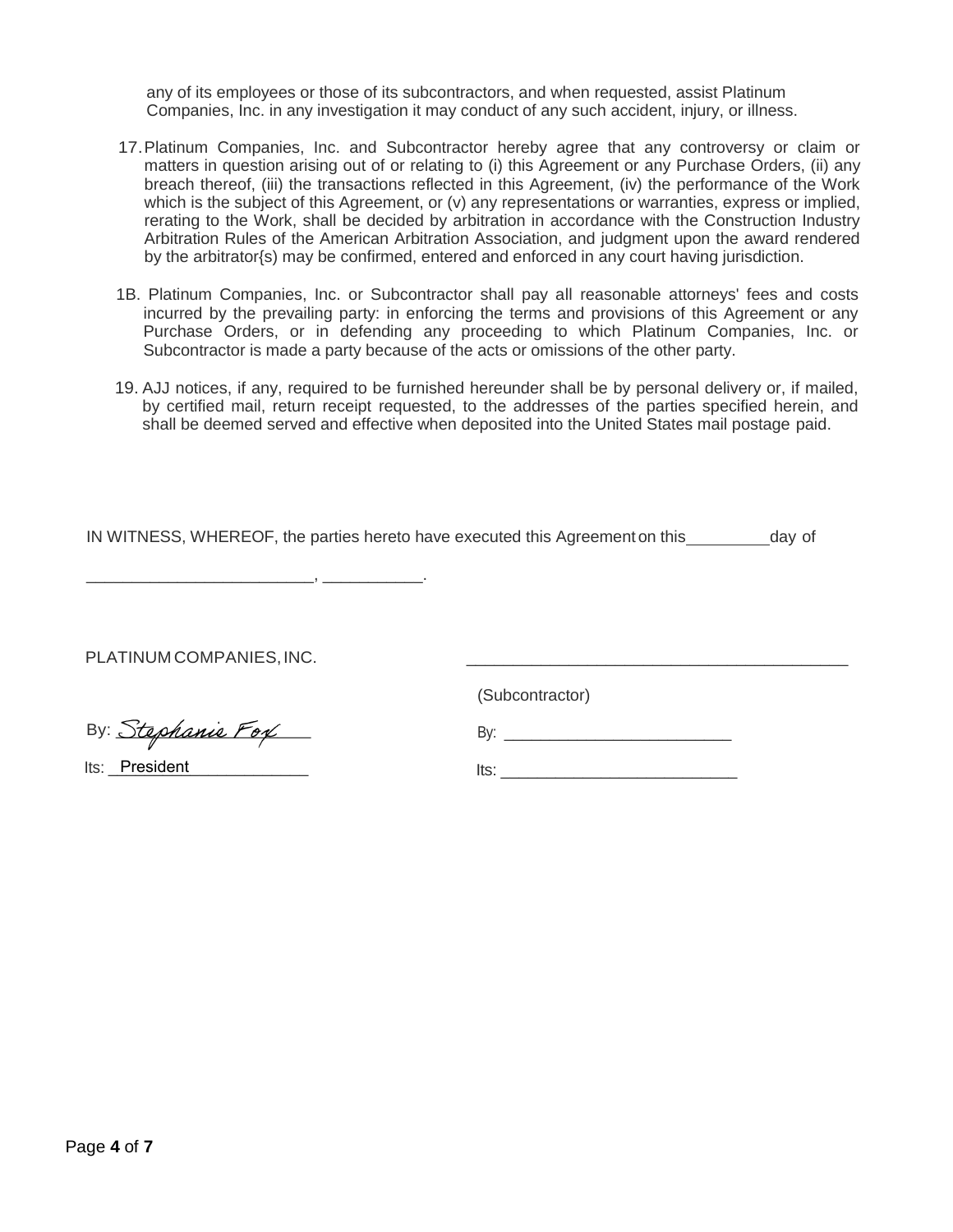any of its employees or those of its subcontractors, and when requested, assist Platinum Companies, Inc. in any investigation it may conduct of any such accident, injury, or illness.

17. Platinum Companies, Inc. and Subcontractor hereby agree that any controversy or claim or matters in question arising out of or relating to (i) this Agreement or any Purchase Orders, (ii) any breach thereof, (iii) the transactions reflected in this Agreement, (iv) the performance of the Work which is the subject of this Agreement, or (v) any representations or warranties, express or implied, rerating to the Work, shall be decided by arbitration in accordance with the Construction Industry Arbitration Rules of the American Arbitration Association, and judgment upon the award rendered by the arbitrator{s) may be confirmed, entered and enforced in any court having jurisdiction.

1B. Platinum Companies, Inc. or Subcontractor shall pay all reasonable attorneys' fees and costs incurred by the prevailing party: in enforcing the terms and provisions of this Agreement or any Purchase Orders, or in defending any proceeding to which Platinum Companies, Inc. or Subcontractor is made a party because of the acts or omissions of the other party.

19. AJJ notices, if any, required to be furnished hereunder shall be by personal delivery or, if mailed, by certified mail, return receipt requested, to the addresses of the parties specified herein, and shall be deemed served and effective when deposited into the United States mail postage paid.

IN WITNESS, WHEREOF, the parties hereto have executed this Agreement on this_________day of

_________________________, ___________.

PLATINUM COMPANIES, INC.

By: Stephanie Fox

Its: President

___________________________________________

(Subcontractor)

By: __________________________

Its: __________________________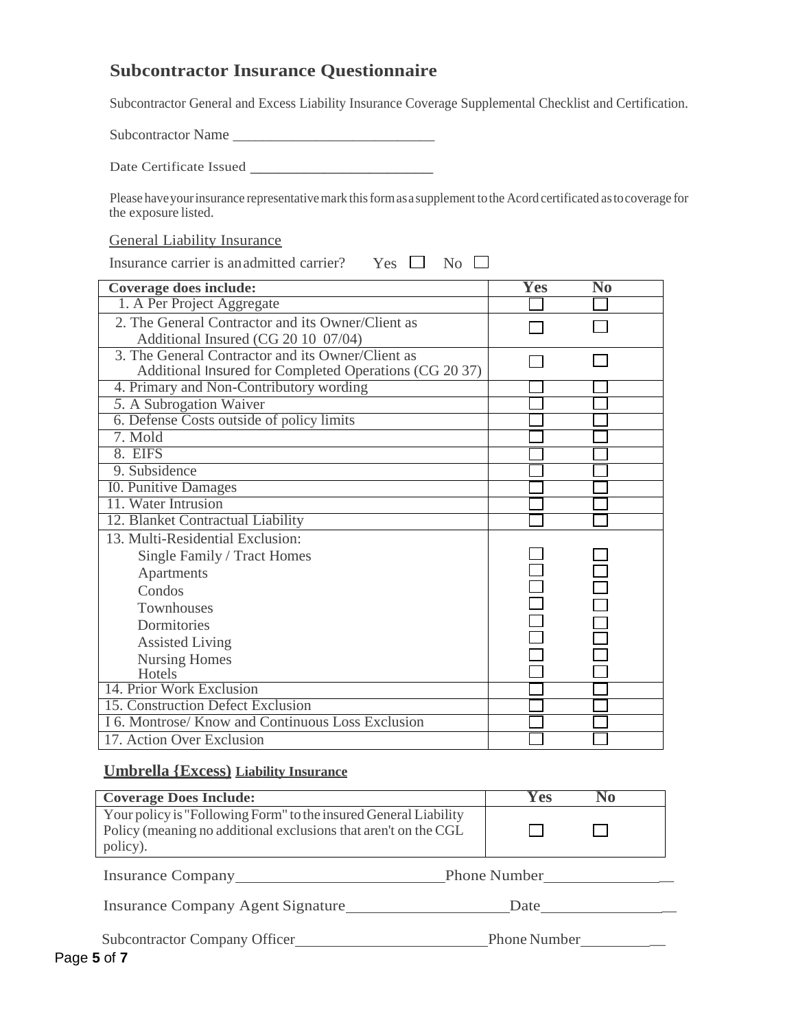# Subcontractor Insurance Questionnaire

Subcontractor General and Excess Liability Insurance Coverage Supplemental Checklist and Certification.

Subcontractor Name ___________________________

Date Certificate Issued ________________________

Please have your insurance representative mark this form as a supplement to the Acord certificated as to coverage for the exposure listed.

General Liability Insurance

Insurance carrier is an admitted carrier? Yes ☐ No ☐

| Coverage does include: | Yes | No |
|---|---|---|
| 1. A Per Project Aggregate | ☐ | ☐ |
| 2. The General Contractor and its Owner/Client as Additional Insured (CG 20 10 07/04) | ☐ | ☐ |
| 3. The General Contractor and its Owner/Client as Additional Insured for Completed Operations (CG 20 37) | ☐ | ☐ |
| 4. Primary and Non-Contributory wording | ☐ | ☐ |
| 5. A Subrogation Waiver | ☐ | ☐ |
| 6. Defense Costs outside of policy limits | ☐ | ☐ |
| 7. Mold | ☐ | ☐ |
| 8. EIFS | ☐ | ☐ |
| 9. Subsidence | ☐ | ☐ |
| I0. Punitive Damages | ☐ | ☐ |
| 11. Water Intrusion | ☐ | ☐ |
| 12. Blanket Contractual Liability | ☐ | ☐ |
| 13. Multi-Residential Exclusion: | | |
| Single Family / Tract Homes | ☐ | ☐ |
| Apartments | ☐ | ☐ |
| Condos | ☐ | ☐ |
| Townhouses | ☐ | ☐ |
| Dormitories | ☐ | ☐ |
| Assisted Living | ☐ | ☐ |
| Nursing Homes | ☐ | ☐ |
| Hotels | ☐ | ☐ |
| 14. Prior Work Exclusion | ☐ | ☐ |
| 15. Construction Defect Exclusion | ☐ | ☐ |
| I 6. Montrose/ Know and Continuous Loss Exclusion | ☐ | ☐ |
| 17. Action Over Exclusion | ☐ | ☐ |

**Umbrella {Excess} Liability Insurance**

| Coverage Does Include: | Yes | No |
|---|---|---|
| Your policy is "Following Form" to the insured General Liability Policy (meaning no additional exclusions that aren't on the CGL policy). | ☐ | ☐ |

Insurance Company__________________________Phone Number_________________

Insurance Company Agent Signature____________________Date_________________

Subcontractor Company Officer________________________Phone Number____________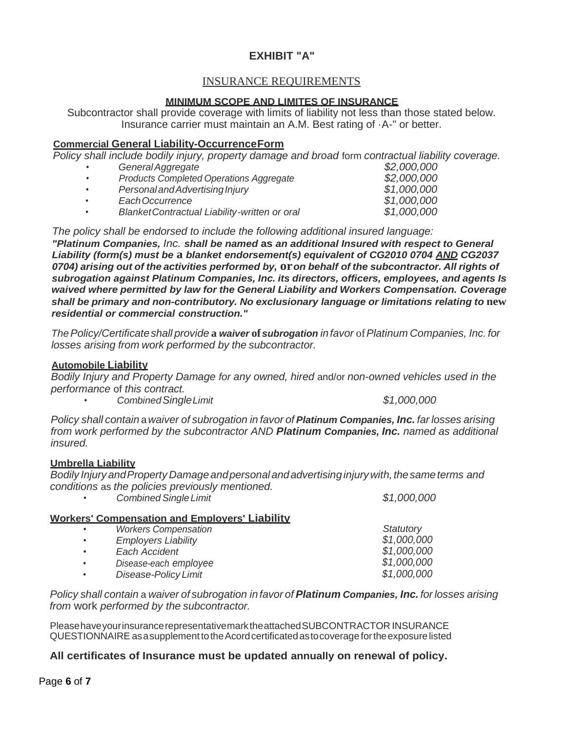# EXHIBIT "A"

## INSURANCE REQUIREMENTS

**MINIMUM SCOPE AND LIMITES OF INSURANCE**

Subcontractor shall provide coverage with limits of liability not less than those stated below. Insurance carrier must maintain an A.M. Best rating of ·A-" or better.

**Commercial General Liability-OccurrenceForm**

*Policy shall include bodily injury, property damage and broad form contractual liability coverage.*

- *General Aggregate* — *$2,000,000*
- *Products Completed Operations Aggregate* — *$2,000,000*
- *Personal and Advertising Injury* — *$1,000,000*
- *Each Occurrence* — *$1,000,000*
- *Blanket Contractual Liability-written or oral* — *$1,000,000*

*The policy shall be endorsed to include the following additional insured language:*
***"Platinum Companies, Inc. shall be named as an additional Insured with respect to General Liability (form(s) must be a blanket endorsement(s) equivalent of CG2010 0704 AND CG2037 0704) arising out of the activities performed by, or on behalf of the subcontractor. All rights of subrogation against Platinum Companies, Inc. its directors, officers, employees, and agents Is waived where permitted by law for the General Liability and Workers Compensation. Coverage shall be primary and non-contributory. No exclusionary language or limitations relating to new residential or commercial construction."***

*The Policy/Certificate shall provide **a waiver of subrogation** in favor of Platinum Companies, Inc. for losses arising from work performed by the subcontractor.*

**Automobile Liability**

*Bodily Injury and Property Damage for any owned, hired and/or non-owned vehicles used in the performance of this contract.*

- *Combined Single Limit* — *$1,000,000*

*Policy shall contain a waiver of subrogation in favor of **Platinum Companies, Inc.** far losses arising from work performed by the subcontractor AND **Platinum Companies, Inc.** named as additional insured.*

**Umbrella Liability**

*Bodily Injury and Property Damage and personal and advertising injury with, the same terms and conditions as the policies previously mentioned.*

- *Combined Single Limit* — *$1,000,000*

**Workers' Compensation and Employers' Liability**

- *Workers Compensation* — *Statutory*
- *Employers Liability* — *$1,000,000*
- *Each Accident* — *$1,000,000*
- *Disease-each employee* — *$1,000,000*
- *Disease-Policy Limit* — *$1,000,000*

*Policy shall contain a waiver of subrogation in favor of **Platinum Companies, Inc.** for losses arising from work performed by the subcontractor.*

Please have your insurance representative mark the attached SUBCONTRACTOR INSURANCE QUESTIONNAIRE as a supplement to the Acord certificated as to coverage for the exposure listed

**All certificates of Insurance must be updated annually on renewal of policy.**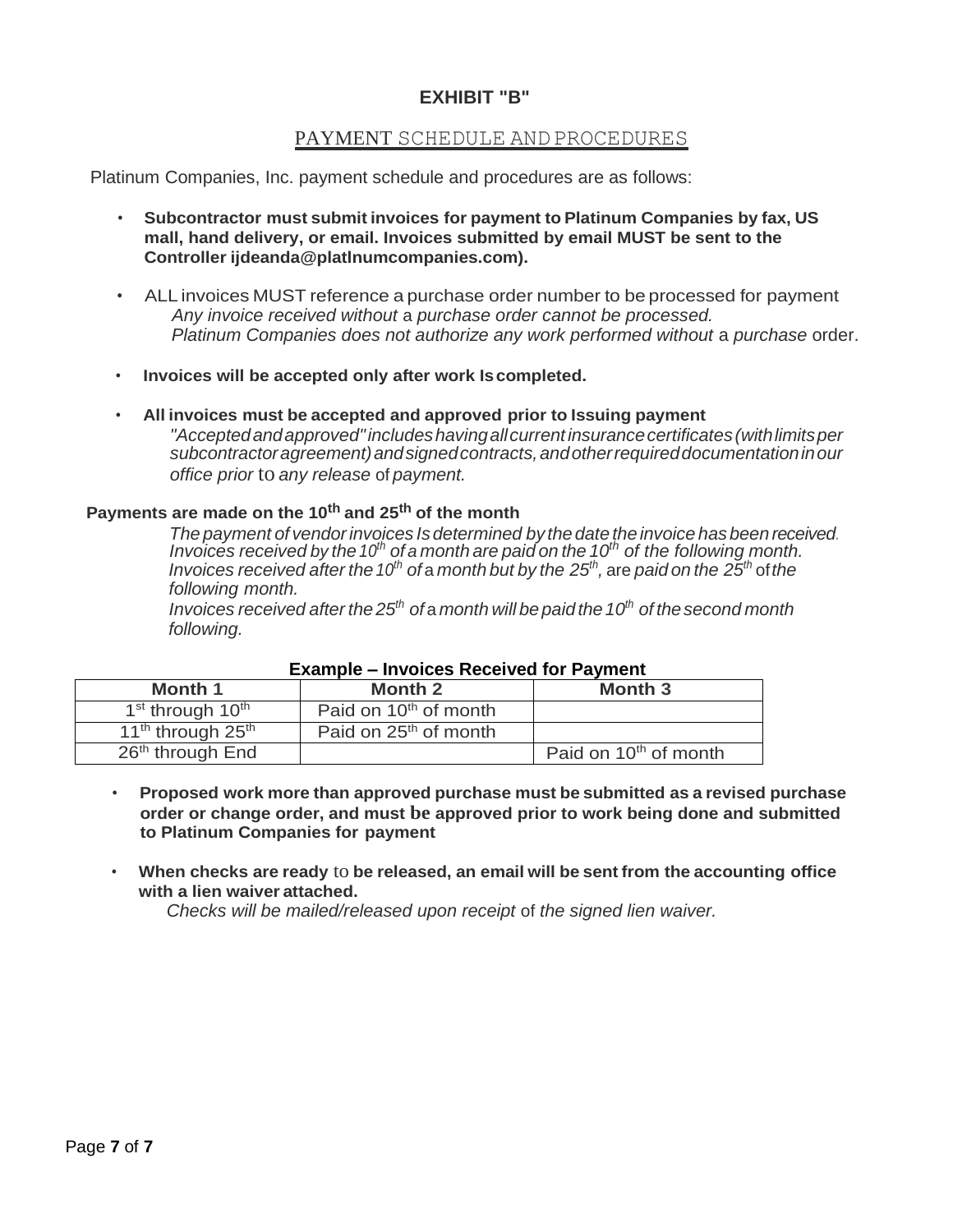# EXHIBIT "B"

## PAYMENT SCHEDULE AND PROCEDURES

Platinum Companies, Inc. payment schedule and procedures are as follows:

- **Subcontractor must submit invoices for payment to Platinum Companies by fax, US mall, hand delivery, or email. Invoices submitted by email MUST be sent to the Controller ijdeanda@platlnumcompanies.com).**

- ALL invoices MUST reference a purchase order number to be processed for payment
  *Any invoice received without* a *purchase order cannot be processed.*
  *Platinum Companies does not authorize any work performed without* a *purchase* order.

- **Invoices will be accepted only after work Is completed.**

- **All invoices must be accepted and approved prior to Issuing payment**
  *"Accepted and approved" includes having all current insurance certificates (with limits per subcontractor agreement) and signed contracts, and other required documentation in our office prior* to *any release* of *payment.*

**Payments are made on the 10th and 25th of the month**

*The payment of vendor invoices Is determined by the date the invoice has been received.*
*Invoices received by the 10th of a month are paid on the 10th of the following month.*
*Invoices received after the 10th of* a *month but by the 25th,* are *paid on the 25th* of *the following month.*
*Invoices received after the 25th of* a *month will be paid the 10th of the second month following.*

**Example – Invoices Received for Payment**

| Month 1 | Month 2 | Month 3 |
|---|---|---|
| 1st through 10th | Paid on 10th of month | |
| 11th through 25th | Paid on 25th of month | |
| 26th through End | | Paid on 10th of month |

- **Proposed work more than approved purchase must be submitted as a revised purchase order or change order, and must be approved prior to work being done and submitted to Platinum Companies for payment**

- **When checks are ready** to **be released, an email will be sent from the accounting office with a lien waiver attached.**
  *Checks will be mailed/released upon receipt* of *the signed lien waiver.*